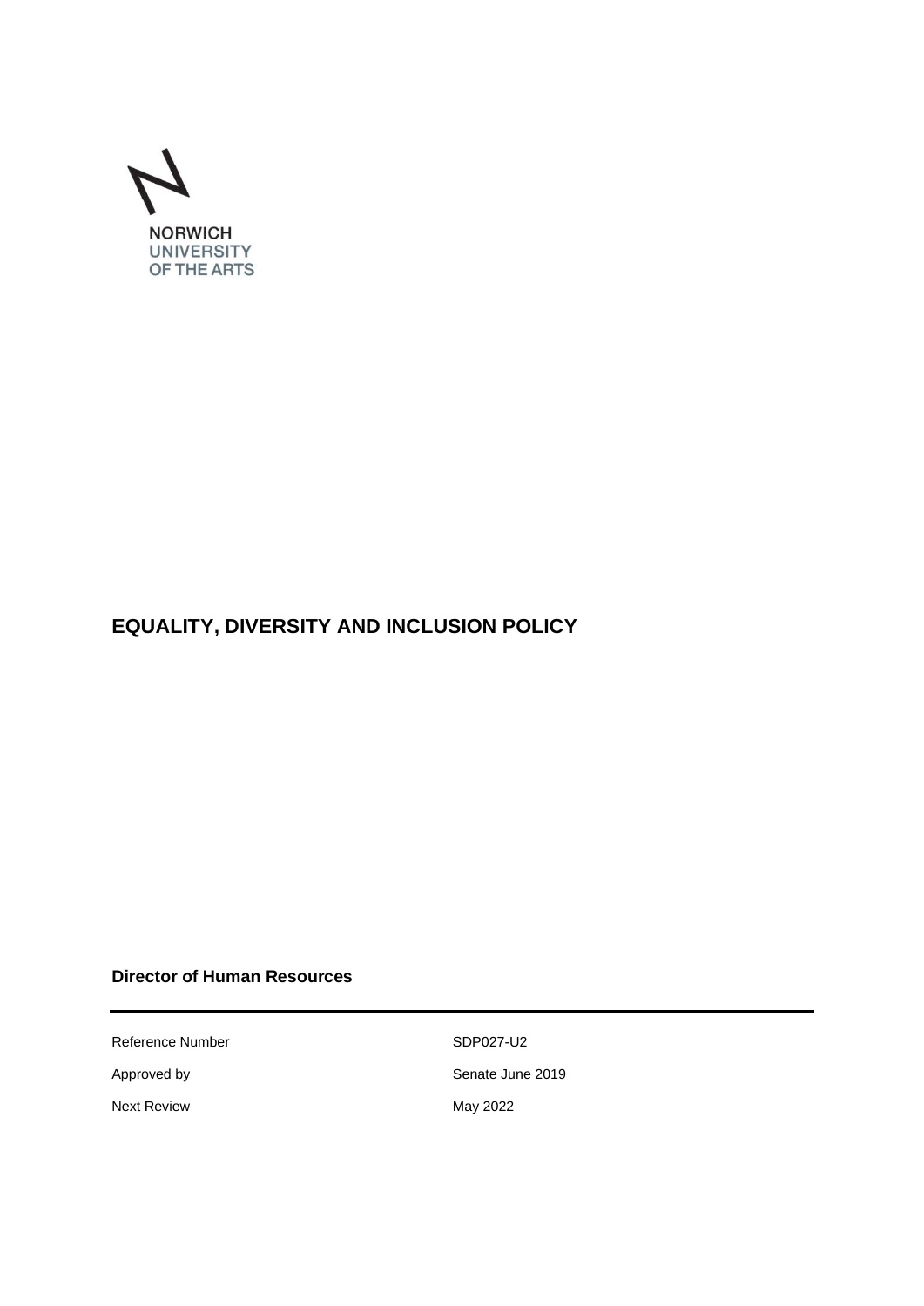NORWICH
UNIVERSITY
OF THE ARTS

# EQUALITY, DIVERSITY AND INCLUSION POLICY

**Director of Human Resources**

| | |
|---|---|
| Reference Number | SDP027-U2 |
| Approved by | Senate June 2019 |
| Next Review | May 2022 |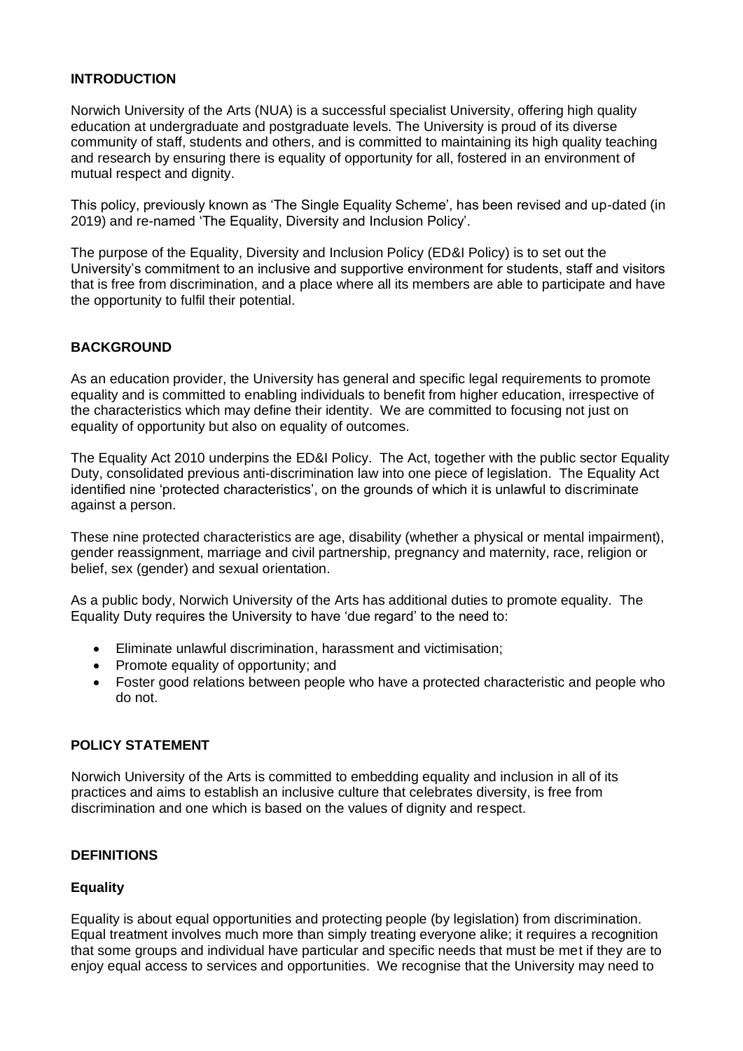## INTRODUCTION

Norwich University of the Arts (NUA) is a successful specialist University, offering high quality education at undergraduate and postgraduate levels. The University is proud of its diverse community of staff, students and others, and is committed to maintaining its high quality teaching and research by ensuring there is equality of opportunity for all, fostered in an environment of mutual respect and dignity.

This policy, previously known as 'The Single Equality Scheme', has been revised and up-dated (in 2019) and re-named 'The Equality, Diversity and Inclusion Policy'.

The purpose of the Equality, Diversity and Inclusion Policy (ED&I Policy) is to set out the University's commitment to an inclusive and supportive environment for students, staff and visitors that is free from discrimination, and a place where all its members are able to participate and have the opportunity to fulfil their potential.

## BACKGROUND

As an education provider, the University has general and specific legal requirements to promote equality and is committed to enabling individuals to benefit from higher education, irrespective of the characteristics which may define their identity. We are committed to focusing not just on equality of opportunity but also on equality of outcomes.

The Equality Act 2010 underpins the ED&I Policy. The Act, together with the public sector Equality Duty, consolidated previous anti-discrimination law into one piece of legislation. The Equality Act identified nine 'protected characteristics', on the grounds of which it is unlawful to discriminate against a person.

These nine protected characteristics are age, disability (whether a physical or mental impairment), gender reassignment, marriage and civil partnership, pregnancy and maternity, race, religion or belief, sex (gender) and sexual orientation.

As a public body, Norwich University of the Arts has additional duties to promote equality. The Equality Duty requires the University to have 'due regard' to the need to:

- Eliminate unlawful discrimination, harassment and victimisation;
- Promote equality of opportunity; and
- Foster good relations between people who have a protected characteristic and people who do not.

## POLICY STATEMENT

Norwich University of the Arts is committed to embedding equality and inclusion in all of its practices and aims to establish an inclusive culture that celebrates diversity, is free from discrimination and one which is based on the values of dignity and respect.

## DEFINITIONS

### Equality

Equality is about equal opportunities and protecting people (by legislation) from discrimination. Equal treatment involves much more than simply treating everyone alike; it requires a recognition that some groups and individual have particular and specific needs that must be met if they are to enjoy equal access to services and opportunities. We recognise that the University may need to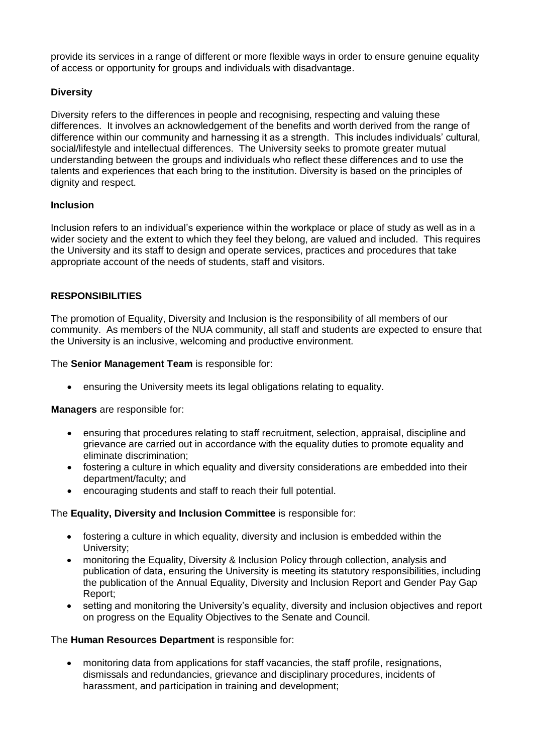provide its services in a range of different or more flexible ways in order to ensure genuine equality of access or opportunity for groups and individuals with disadvantage.

**Diversity**

Diversity refers to the differences in people and recognising, respecting and valuing these differences. It involves an acknowledgement of the benefits and worth derived from the range of difference within our community and harnessing it as a strength. This includes individuals' cultural, social/lifestyle and intellectual differences. The University seeks to promote greater mutual understanding between the groups and individuals who reflect these differences and to use the talents and experiences that each bring to the institution. Diversity is based on the principles of dignity and respect.

**Inclusion**

Inclusion refers to an individual's experience within the workplace or place of study as well as in a wider society and the extent to which they feel they belong, are valued and included. This requires the University and its staff to design and operate services, practices and procedures that take appropriate account of the needs of students, staff and visitors.

**RESPONSIBILITIES**

The promotion of Equality, Diversity and Inclusion is the responsibility of all members of our community. As members of the NUA community, all staff and students are expected to ensure that the University is an inclusive, welcoming and productive environment.

The **Senior Management Team** is responsible for:

- ensuring the University meets its legal obligations relating to equality.

**Managers** are responsible for:

- ensuring that procedures relating to staff recruitment, selection, appraisal, discipline and grievance are carried out in accordance with the equality duties to promote equality and eliminate discrimination;
- fostering a culture in which equality and diversity considerations are embedded into their department/faculty; and
- encouraging students and staff to reach their full potential.

The **Equality, Diversity and Inclusion Committee** is responsible for:

- fostering a culture in which equality, diversity and inclusion is embedded within the University;
- monitoring the Equality, Diversity & Inclusion Policy through collection, analysis and publication of data, ensuring the University is meeting its statutory responsibilities, including the publication of the Annual Equality, Diversity and Inclusion Report and Gender Pay Gap Report;
- setting and monitoring the University's equality, diversity and inclusion objectives and report on progress on the Equality Objectives to the Senate and Council.

The **Human Resources Department** is responsible for:

- monitoring data from applications for staff vacancies, the staff profile, resignations, dismissals and redundancies, grievance and disciplinary procedures, incidents of harassment, and participation in training and development;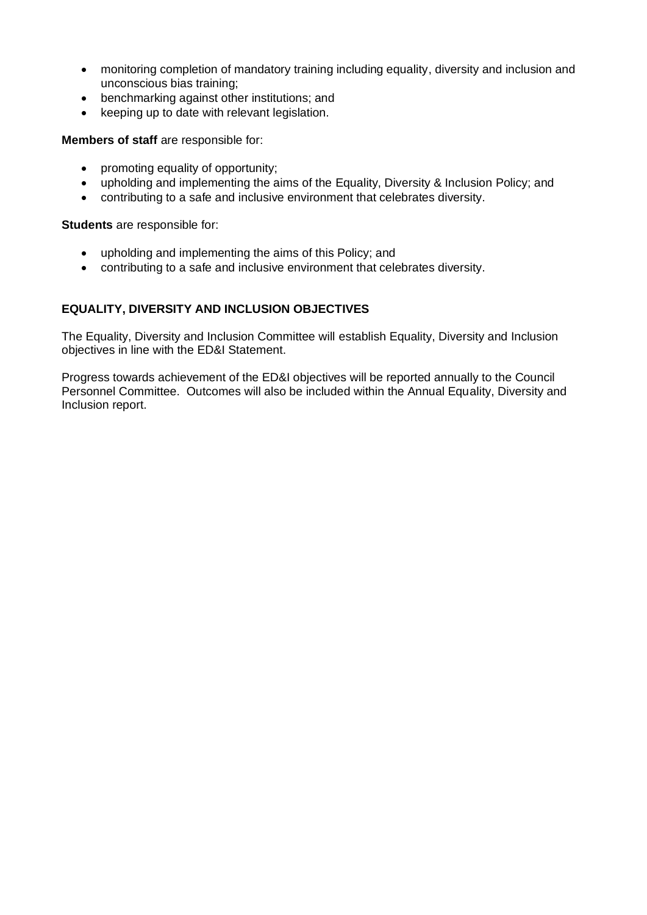- monitoring completion of mandatory training including equality, diversity and inclusion and unconscious bias training;
- benchmarking against other institutions; and
- keeping up to date with relevant legislation.

**Members of staff** are responsible for:

- promoting equality of opportunity;
- upholding and implementing the aims of the Equality, Diversity & Inclusion Policy; and
- contributing to a safe and inclusive environment that celebrates diversity.

**Students** are responsible for:

- upholding and implementing the aims of this Policy; and
- contributing to a safe and inclusive environment that celebrates diversity.

## EQUALITY, DIVERSITY AND INCLUSION OBJECTIVES

The Equality, Diversity and Inclusion Committee will establish Equality, Diversity and Inclusion objectives in line with the ED&I Statement.

Progress towards achievement of the ED&I objectives will be reported annually to the Council Personnel Committee. Outcomes will also be included within the Annual Equality, Diversity and Inclusion report.